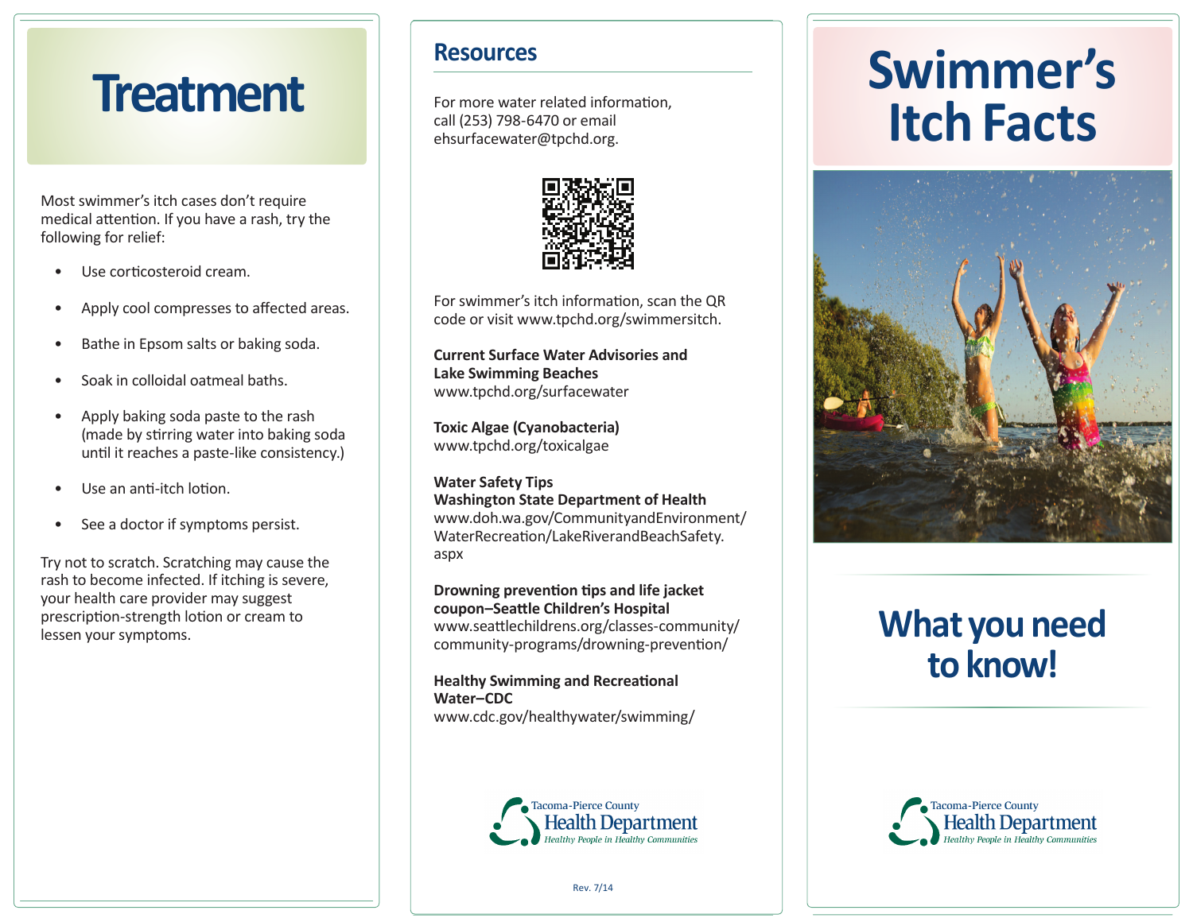# Treatment

Most swimmer's itch cases don't require medical attention. If you have a rash, try the following for relief:

- Use corticosteroid cream.
- Apply cool compresses to affected areas.
- Bathe in Epsom salts or baking soda.
- Soak in colloidal oatmeal baths.
- Apply baking soda paste to the rash (made by stirring water into baking soda until it reaches a paste-like consistency.)
- Use an anti-itch lotion.
- See a doctor if symptoms persist.

Try not to scratch. Scratching may cause the rash to become infected. If itching is severe, your health care provider may suggest prescription-strength lotion or cream to lessen your symptoms.

## Resources

For more water related information, call (253) 798-6470 or email ehsurfacewater@tpchd.org.

For swimmer's itch information, scan the QR code or visit www.tpchd.org/swimmersitch.

**Current Surface Water Advisories and Lake Swimming Beaches**
www.tpchd.org/surfacewater

**Toxic Algae (Cyanobacteria)**
www.tpchd.org/toxicalgae

**Water Safety Tips**
**Washington State Department of Health**
www.doh.wa.gov/CommunityandEnvironment/WaterRecreation/LakeRiverandBeachSafety.aspx

**Drowning prevention tips and life jacket coupon–Seattle Children's Hospital**
www.seattlechildrens.org/classes-community/community-programs/drowning-prevention/

**Healthy Swimming and Recreational Water–CDC**
www.cdc.gov/healthywater/swimming/

Tacoma-Pierce County Health Department
*Healthy People in Healthy Communities*

Rev. 7/14

# Swimmer's Itch Facts

## What you need to know!

Tacoma-Pierce County Health Department
*Healthy People in Healthy Communities*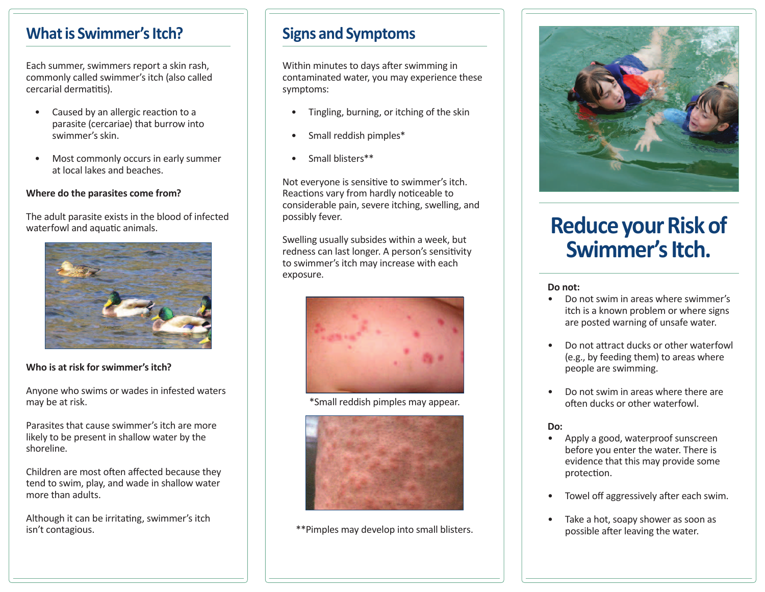## What is Swimmer's Itch?

Each summer, swimmers report a skin rash, commonly called swimmer's itch (also called cercarial dermatitis).

- Caused by an allergic reaction to a parasite (cercariae) that burrow into swimmer's skin.
- Most commonly occurs in early summer at local lakes and beaches.

**Where do the parasites come from?**

The adult parasite exists in the blood of infected waterfowl and aquatic animals.

**Who is at risk for swimmer's itch?**

Anyone who swims or wades in infested waters may be at risk.

Parasites that cause swimmer's itch are more likely to be present in shallow water by the shoreline.

Children are most often affected because they tend to swim, play, and wade in shallow water more than adults.

Although it can be irritating, swimmer's itch isn't contagious.

## Signs and Symptoms

Within minutes to days after swimming in contaminated water, you may experience these symptoms:

- Tingling, burning, or itching of the skin
- Small reddish pimples*
- Small blisters**

Not everyone is sensitive to swimmer's itch. Reactions vary from hardly noticeable to considerable pain, severe itching, swelling, and possibly fever.

Swelling usually subsides within a week, but redness can last longer. A person's sensitivity to swimmer's itch may increase with each exposure.

*Small reddish pimples may appear.

**Pimples may develop into small blisters.

# Reduce your Risk of Swimmer's Itch.

**Do not:**

- Do not swim in areas where swimmer's itch is a known problem or where signs are posted warning of unsafe water.
- Do not attract ducks or other waterfowl (e.g., by feeding them) to areas where people are swimming.
- Do not swim in areas where there are often ducks or other waterfowl.

**Do:**

- Apply a good, waterproof sunscreen before you enter the water. There is evidence that this may provide some protection.
- Towel off aggressively after each swim.
- Take a hot, soapy shower as soon as possible after leaving the water.